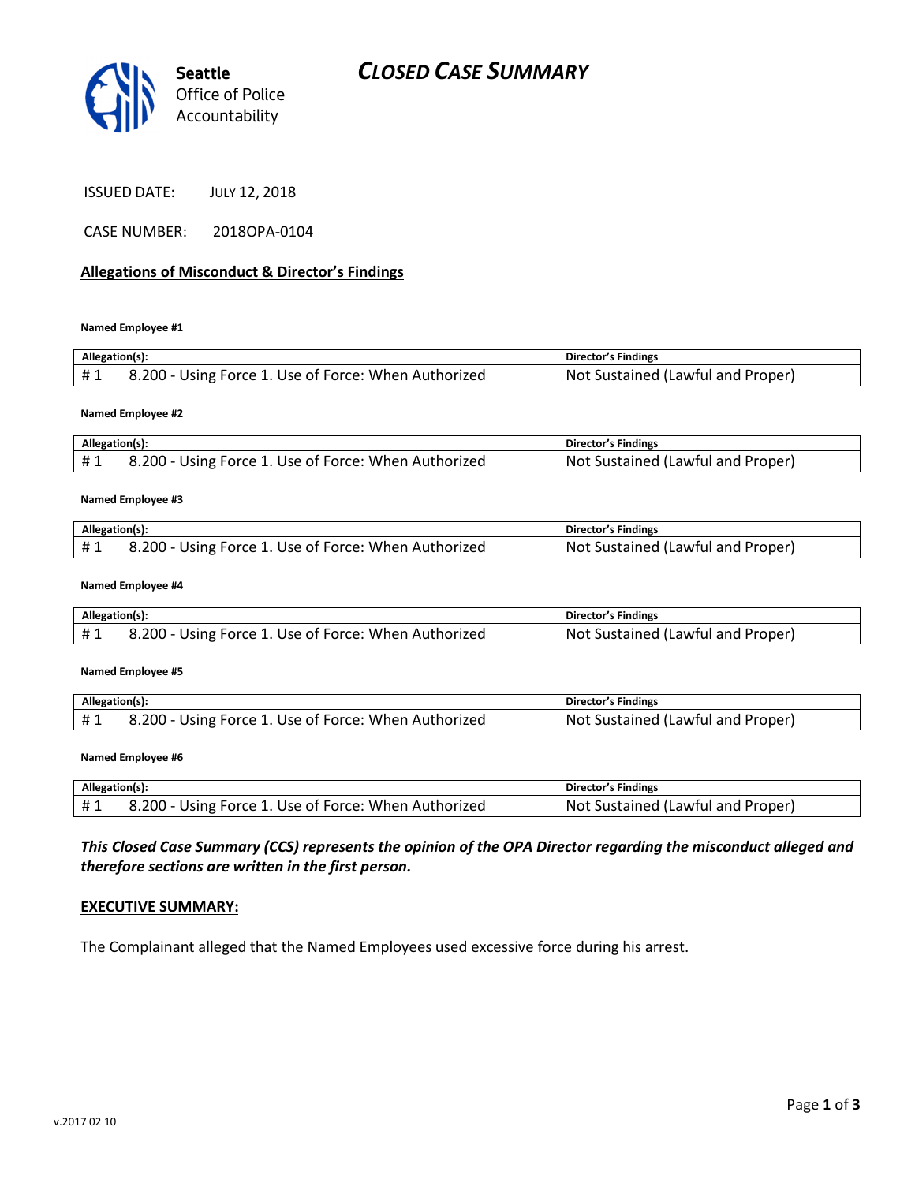Seattle
Office of Police
Accountability

# CLOSED CASE SUMMARY

ISSUED DATE: JULY 12, 2018

CASE NUMBER: 2018OPA-0104

## Allegations of Misconduct & Director's Findings

**Named Employee #1**

| Allegation(s): | | Director's Findings |
|---|---|---|
| # 1 | 8.200 - Using Force 1. Use of Force: When Authorized | Not Sustained (Lawful and Proper) |

**Named Employee #2**

| Allegation(s): | | Director's Findings |
|---|---|---|
| # 1 | 8.200 - Using Force 1. Use of Force: When Authorized | Not Sustained (Lawful and Proper) |

**Named Employee #3**

| Allegation(s): | | Director's Findings |
|---|---|---|
| # 1 | 8.200 - Using Force 1. Use of Force: When Authorized | Not Sustained (Lawful and Proper) |

**Named Employee #4**

| Allegation(s): | | Director's Findings |
|---|---|---|
| # 1 | 8.200 - Using Force 1. Use of Force: When Authorized | Not Sustained (Lawful and Proper) |

**Named Employee #5**

| Allegation(s): | | Director's Findings |
|---|---|---|
| # 1 | 8.200 - Using Force 1. Use of Force: When Authorized | Not Sustained (Lawful and Proper) |

**Named Employee #6**

| Allegation(s): | | Director's Findings |
|---|---|---|
| # 1 | 8.200 - Using Force 1. Use of Force: When Authorized | Not Sustained (Lawful and Proper) |

***This Closed Case Summary (CCS) represents the opinion of the OPA Director regarding the misconduct alleged and therefore sections are written in the first person.***

## EXECUTIVE SUMMARY:

The Complainant alleged that the Named Employees used excessive force during his arrest.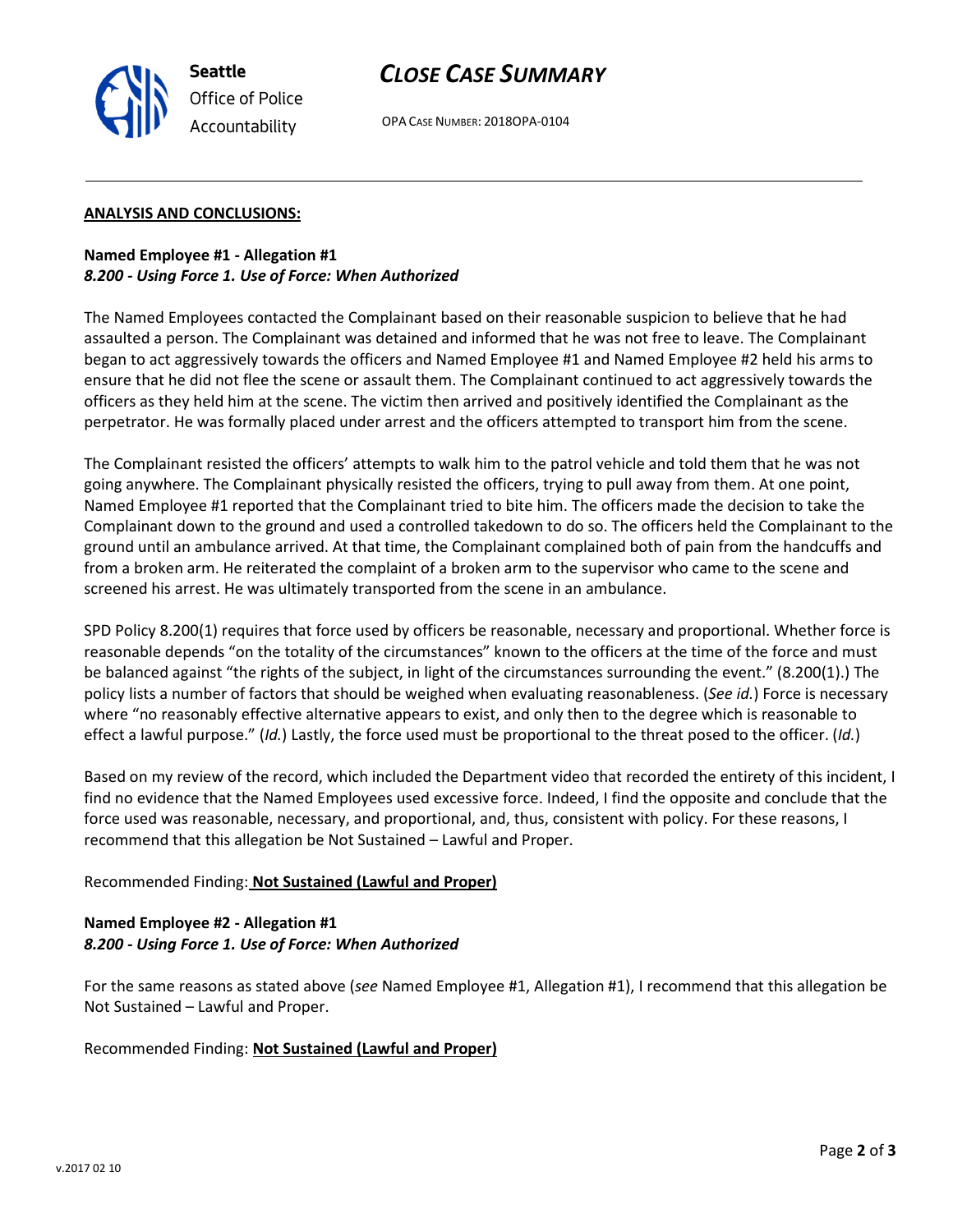**ANALYSIS AND CONCLUSIONS:**

**Named Employee #1 - Allegation #1**
***8.200 - Using Force 1. Use of Force: When Authorized***

The Named Employees contacted the Complainant based on their reasonable suspicion to believe that he had assaulted a person. The Complainant was detained and informed that he was not free to leave. The Complainant began to act aggressively towards the officers and Named Employee #1 and Named Employee #2 held his arms to ensure that he did not flee the scene or assault them. The Complainant continued to act aggressively towards the officers as they held him at the scene. The victim then arrived and positively identified the Complainant as the perpetrator. He was formally placed under arrest and the officers attempted to transport him from the scene.

The Complainant resisted the officers' attempts to walk him to the patrol vehicle and told them that he was not going anywhere. The Complainant physically resisted the officers, trying to pull away from them. At one point, Named Employee #1 reported that the Complainant tried to bite him. The officers made the decision to take the Complainant down to the ground and used a controlled takedown to do so. The officers held the Complainant to the ground until an ambulance arrived. At that time, the Complainant complained both of pain from the handcuffs and from a broken arm. He reiterated the complaint of a broken arm to the supervisor who came to the scene and screened his arrest. He was ultimately transported from the scene in an ambulance.

SPD Policy 8.200(1) requires that force used by officers be reasonable, necessary and proportional. Whether force is reasonable depends "on the totality of the circumstances" known to the officers at the time of the force and must be balanced against "the rights of the subject, in light of the circumstances surrounding the event." (8.200(1).) The policy lists a number of factors that should be weighed when evaluating reasonableness. (*See id.*) Force is necessary where "no reasonably effective alternative appears to exist, and only then to the degree which is reasonable to effect a lawful purpose." (*Id.*) Lastly, the force used must be proportional to the threat posed to the officer. (*Id.*)

Based on my review of the record, which included the Department video that recorded the entirety of this incident, I find no evidence that the Named Employees used excessive force. Indeed, I find the opposite and conclude that the force used was reasonable, necessary, and proportional, and, thus, consistent with policy. For these reasons, I recommend that this allegation be Not Sustained – Lawful and Proper.

Recommended Finding: **Not Sustained (Lawful and Proper)**

**Named Employee #2 - Allegation #1**
***8.200 - Using Force 1. Use of Force: When Authorized***

For the same reasons as stated above (*see* Named Employee #1, Allegation #1), I recommend that this allegation be Not Sustained – Lawful and Proper.

Recommended Finding: **Not Sustained (Lawful and Proper)**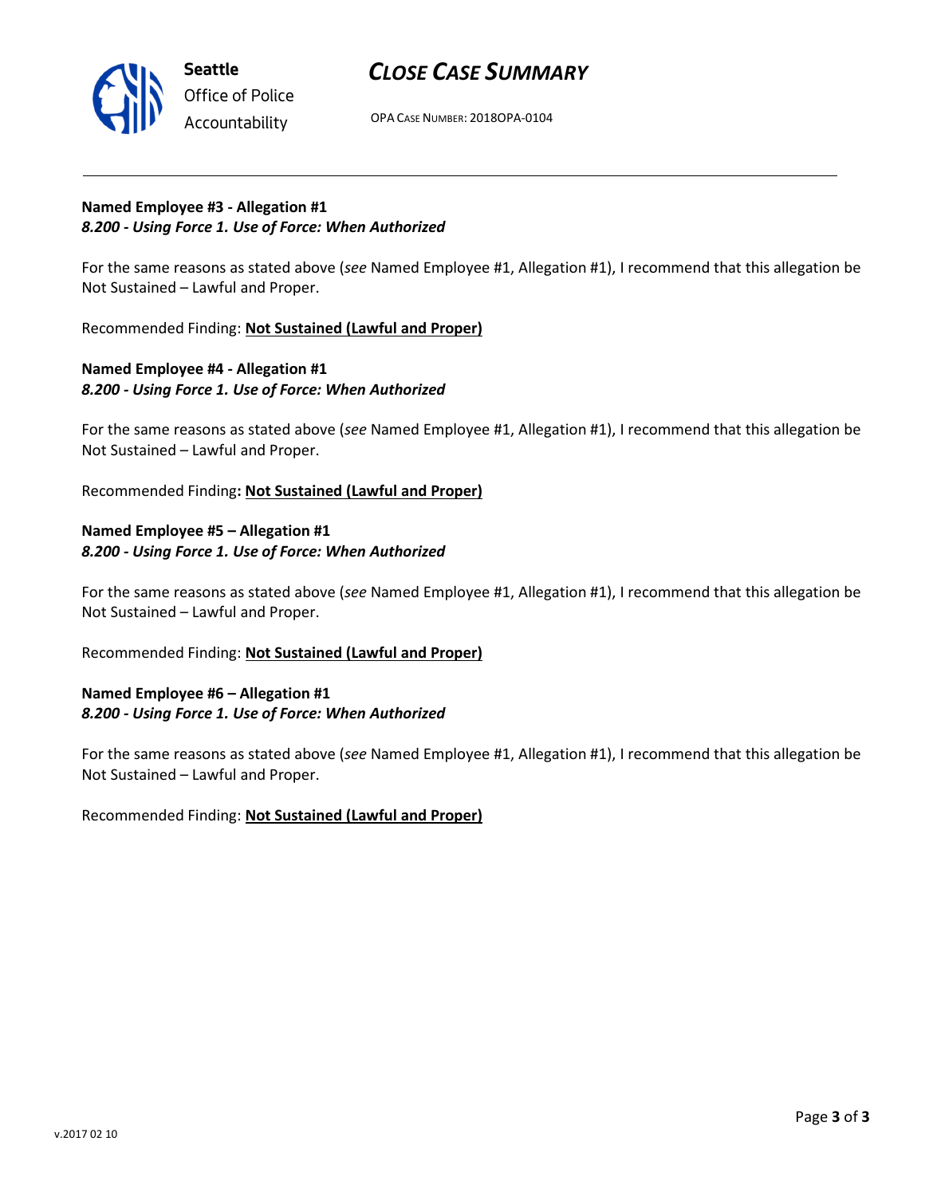**Named Employee #3 - Allegation #1**
***8.200 - Using Force 1. Use of Force: When Authorized***

For the same reasons as stated above (*see* Named Employee #1, Allegation #1), I recommend that this allegation be Not Sustained – Lawful and Proper.

Recommended Finding: **Not Sustained (Lawful and Proper)**

**Named Employee #4 - Allegation #1**
***8.200 - Using Force 1. Use of Force: When Authorized***

For the same reasons as stated above (*see* Named Employee #1, Allegation #1), I recommend that this allegation be Not Sustained – Lawful and Proper.

Recommended Finding**: Not Sustained (Lawful and Proper)**

**Named Employee #5 – Allegation #1**
***8.200 - Using Force 1. Use of Force: When Authorized***

For the same reasons as stated above (*see* Named Employee #1, Allegation #1), I recommend that this allegation be Not Sustained – Lawful and Proper.

Recommended Finding: **Not Sustained (Lawful and Proper)**

**Named Employee #6 – Allegation #1**
***8.200 - Using Force 1. Use of Force: When Authorized***

For the same reasons as stated above (*see* Named Employee #1, Allegation #1), I recommend that this allegation be Not Sustained – Lawful and Proper.

Recommended Finding: **Not Sustained (Lawful and Proper)**